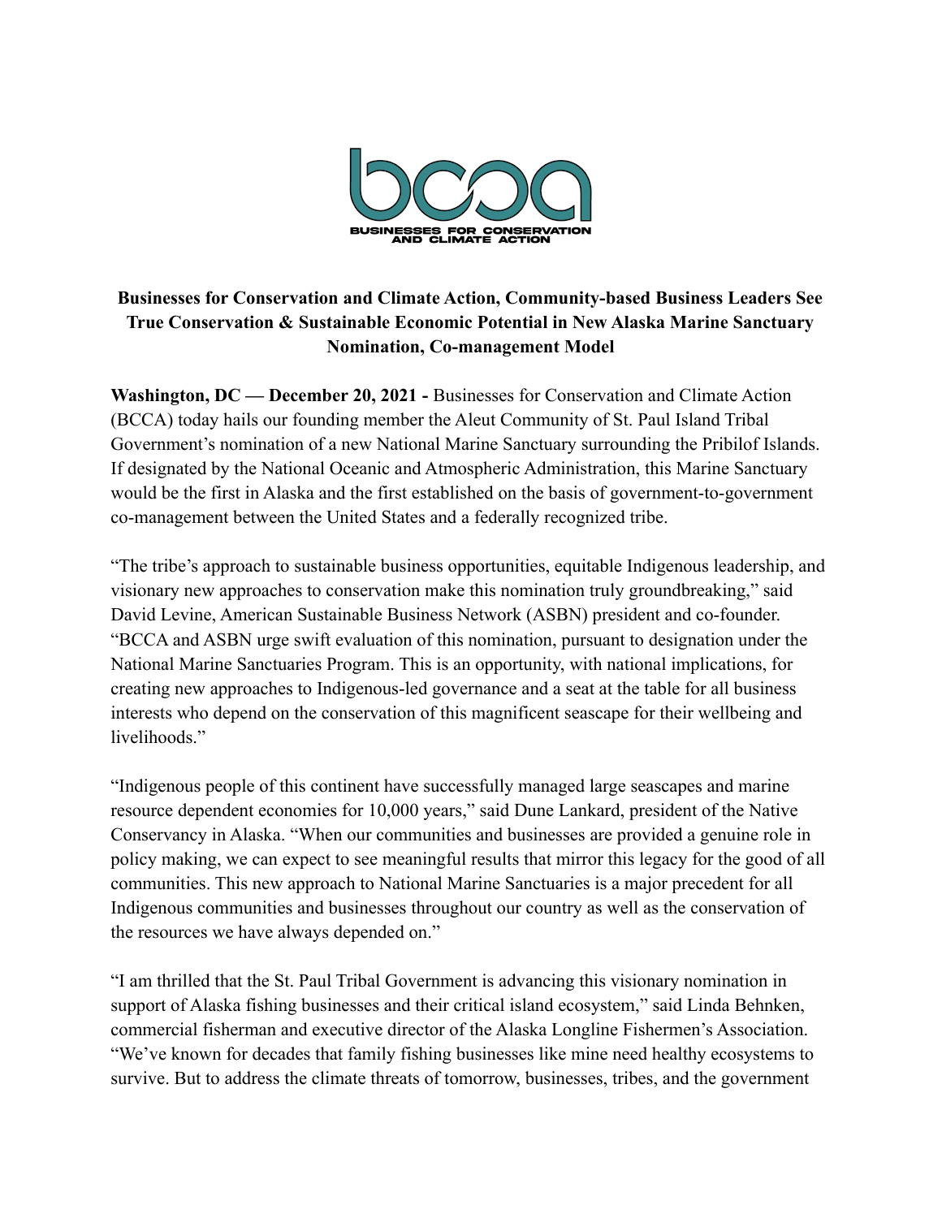**Businesses for Conservation and Climate Action, Community-based Business Leaders See True Conservation & Sustainable Economic Potential in New Alaska Marine Sanctuary Nomination, Co-management Model**

**Washington, DC — December 20, 2021 -** Businesses for Conservation and Climate Action (BCCA) today hails our founding member the Aleut Community of St. Paul Island Tribal Government's nomination of a new National Marine Sanctuary surrounding the Pribilof Islands. If designated by the National Oceanic and Atmospheric Administration, this Marine Sanctuary would be the first in Alaska and the first established on the basis of government-to-government co-management between the United States and a federally recognized tribe.

"The tribe's approach to sustainable business opportunities, equitable Indigenous leadership, and visionary new approaches to conservation make this nomination truly groundbreaking," said David Levine, American Sustainable Business Network (ASBN) president and co-founder. "BCCA and ASBN urge swift evaluation of this nomination, pursuant to designation under the National Marine Sanctuaries Program. This is an opportunity, with national implications, for creating new approaches to Indigenous-led governance and a seat at the table for all business interests who depend on the conservation of this magnificent seascape for their wellbeing and livelihoods."

"Indigenous people of this continent have successfully managed large seascapes and marine resource dependent economies for 10,000 years," said Dune Lankard, president of the Native Conservancy in Alaska. "When our communities and businesses are provided a genuine role in policy making, we can expect to see meaningful results that mirror this legacy for the good of all communities. This new approach to National Marine Sanctuaries is a major precedent for all Indigenous communities and businesses throughout our country as well as the conservation of the resources we have always depended on."

"I am thrilled that the St. Paul Tribal Government is advancing this visionary nomination in support of Alaska fishing businesses and their critical island ecosystem," said Linda Behnken, commercial fisherman and executive director of the Alaska Longline Fishermen's Association. "We've known for decades that family fishing businesses like mine need healthy ecosystems to survive. But to address the climate threats of tomorrow, businesses, tribes, and the government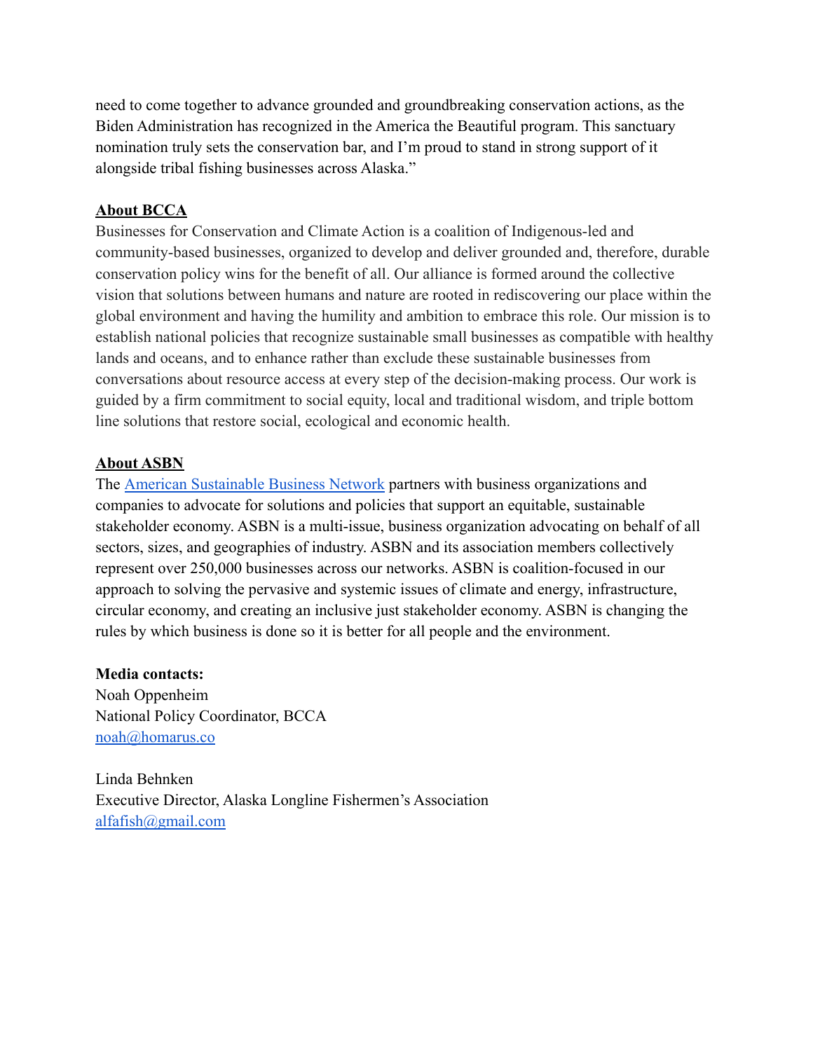need to come together to advance grounded and groundbreaking conservation actions, as the Biden Administration has recognized in the America the Beautiful program. This sanctuary nomination truly sets the conservation bar, and I'm proud to stand in strong support of it alongside tribal fishing businesses across Alaska."

**About BCCA**

Businesses for Conservation and Climate Action is a coalition of Indigenous-led and community-based businesses, organized to develop and deliver grounded and, therefore, durable conservation policy wins for the benefit of all. Our alliance is formed around the collective vision that solutions between humans and nature are rooted in rediscovering our place within the global environment and having the humility and ambition to embrace this role. Our mission is to establish national policies that recognize sustainable small businesses as compatible with healthy lands and oceans, and to enhance rather than exclude these sustainable businesses from conversations about resource access at every step of the decision-making process. Our work is guided by a firm commitment to social equity, local and traditional wisdom, and triple bottom line solutions that restore social, ecological and economic health.

**About ASBN**

The American Sustainable Business Network partners with business organizations and companies to advocate for solutions and policies that support an equitable, sustainable stakeholder economy. ASBN is a multi-issue, business organization advocating on behalf of all sectors, sizes, and geographies of industry. ASBN and its association members collectively represent over 250,000 businesses across our networks. ASBN is coalition-focused in our approach to solving the pervasive and systemic issues of climate and energy, infrastructure, circular economy, and creating an inclusive just stakeholder economy. ASBN is changing the rules by which business is done so it is better for all people and the environment.

**Media contacts:**

Noah Oppenheim
National Policy Coordinator, BCCA
noah@homarus.co

Linda Behnken
Executive Director, Alaska Longline Fishermen's Association
alfafish@gmail.com